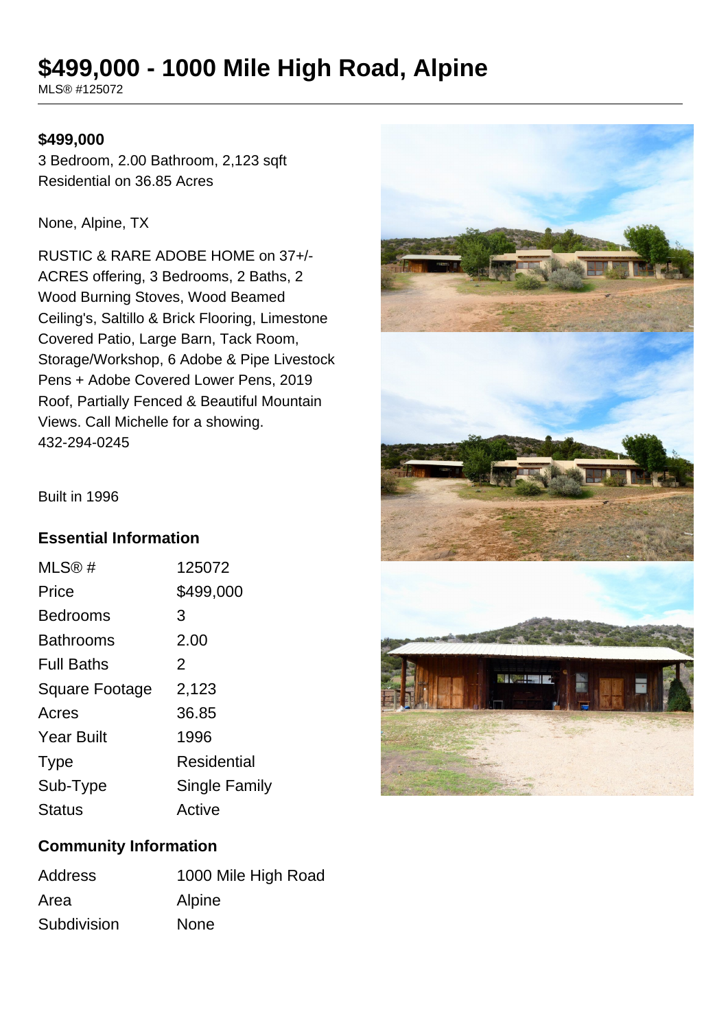# $499,000 - 1000 Mile High Road, Alpine

MLS® #125072

**$499,000**

3 Bedroom, 2.00 Bathroom, 2,123 sqft
Residential on 36.85 Acres

None, Alpine, TX

RUSTIC & RARE ADOBE HOME on 37+/- ACRES offering, 3 Bedrooms, 2 Baths, 2 Wood Burning Stoves, Wood Beamed Ceiling's, Saltillo & Brick Flooring, Limestone Covered Patio, Large Barn, Tack Room, Storage/Workshop, 6 Adobe & Pipe Livestock Pens + Adobe Covered Lower Pens, 2019 Roof, Partially Fenced & Beautiful Mountain Views. Call Michelle for a showing. 432-294-0245

Built in 1996

## Essential Information

| | |
|---|---|
| MLS® # | 125072 |
| Price | $499,000 |
| Bedrooms | 3 |
| Bathrooms | 2.00 |
| Full Baths | 2 |
| Square Footage | 2,123 |
| Acres | 36.85 |
| Year Built | 1996 |
| Type | Residential |
| Sub-Type | Single Family |
| Status | Active |

## Community Information

| | |
|---|---|
| Address | 1000 Mile High Road |
| Area | Alpine |
| Subdivision | None |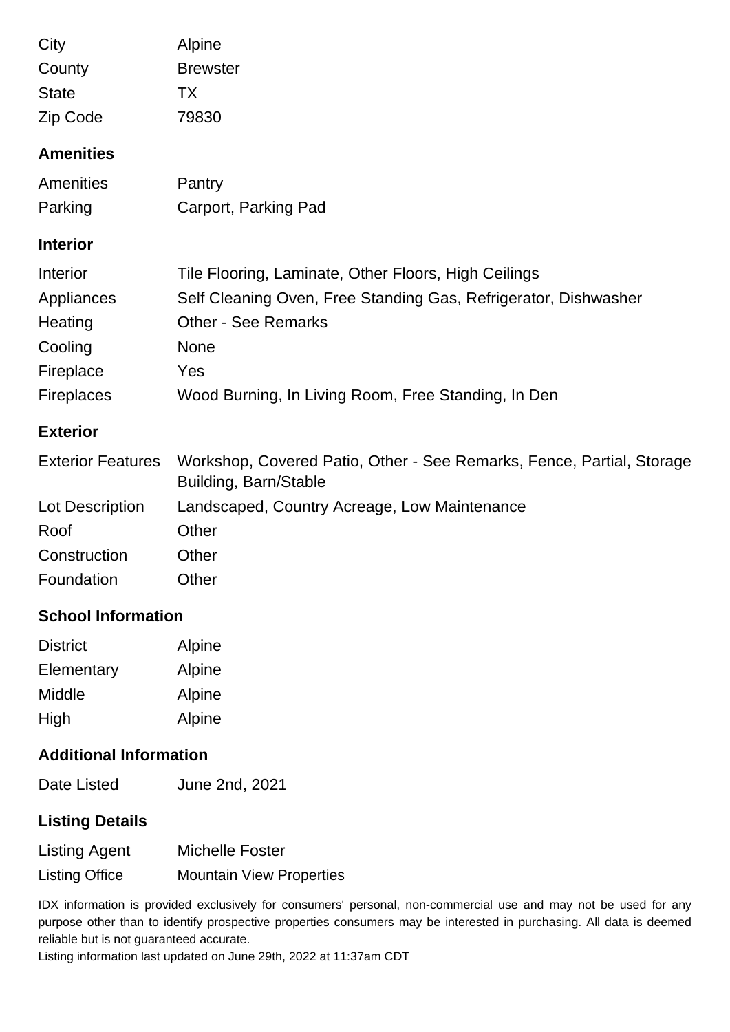| | |
|---|---|
| City | Alpine |
| County | Brewster |
| State | TX |
| Zip Code | 79830 |

## Amenities

| | |
|---|---|
| Amenities | Pantry |
| Parking | Carport, Parking Pad |

## Interior

| | |
|---|---|
| Interior | Tile Flooring, Laminate, Other Floors, High Ceilings |
| Appliances | Self Cleaning Oven, Free Standing Gas, Refrigerator, Dishwasher |
| Heating | Other - See Remarks |
| Cooling | None |
| Fireplace | Yes |
| Fireplaces | Wood Burning, In Living Room, Free Standing, In Den |

## Exterior

| | |
|---|---|
| Exterior Features | Workshop, Covered Patio, Other - See Remarks, Fence, Partial, Storage Building, Barn/Stable |
| Lot Description | Landscaped, Country Acreage, Low Maintenance |
| Roof | Other |
| Construction | Other |
| Foundation | Other |

## School Information

| | |
|---|---|
| District | Alpine |
| Elementary | Alpine |
| Middle | Alpine |
| High | Alpine |

## Additional Information

| | |
|---|---|
| Date Listed | June 2nd, 2021 |

## Listing Details

| | |
|---|---|
| Listing Agent | Michelle Foster |
| Listing Office | Mountain View Properties |

IDX information is provided exclusively for consumers' personal, non-commercial use and may not be used for any purpose other than to identify prospective properties consumers may be interested in purchasing. All data is deemed reliable but is not guaranteed accurate.

Listing information last updated on June 29th, 2022 at 11:37am CDT